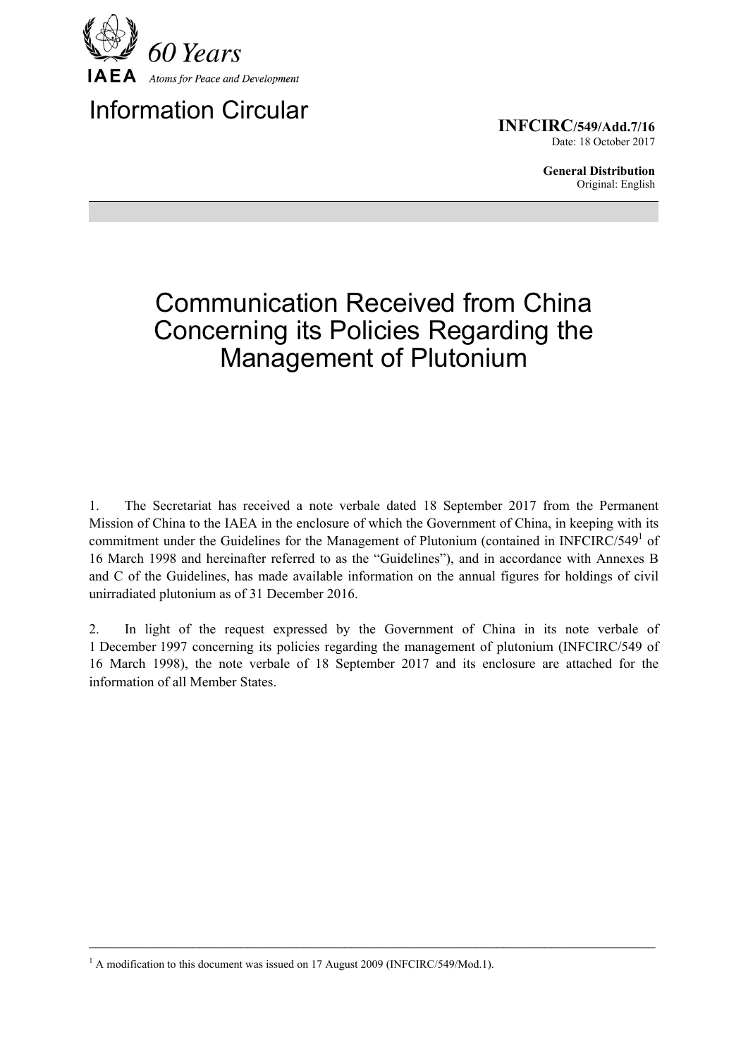# Information Circular

**INFCIRC/549/Add.7/16**
Date: 18 October 2017

**General Distribution**
Original: English

## Communication Received from China Concerning its Policies Regarding the Management of Plutonium

1. The Secretariat has received a note verbale dated 18 September 2017 from the Permanent Mission of China to the IAEA in the enclosure of which the Government of China, in keeping with its commitment under the Guidelines for the Management of Plutonium (contained in INFCIRC/549[1] of 16 March 1998 and hereinafter referred to as the "Guidelines"), and in accordance with Annexes B and C of the Guidelines, has made available information on the annual figures for holdings of civil unirradiated plutonium as of 31 December 2016.

2. In light of the request expressed by the Government of China in its note verbale of 1 December 1997 concerning its policies regarding the management of plutonium (INFCIRC/549 of 16 March 1998), the note verbale of 18 September 2017 and its enclosure are attached for the information of all Member States.

---

[1] A modification to this document was issued on 17 August 2009 (INFCIRC/549/Mod.1).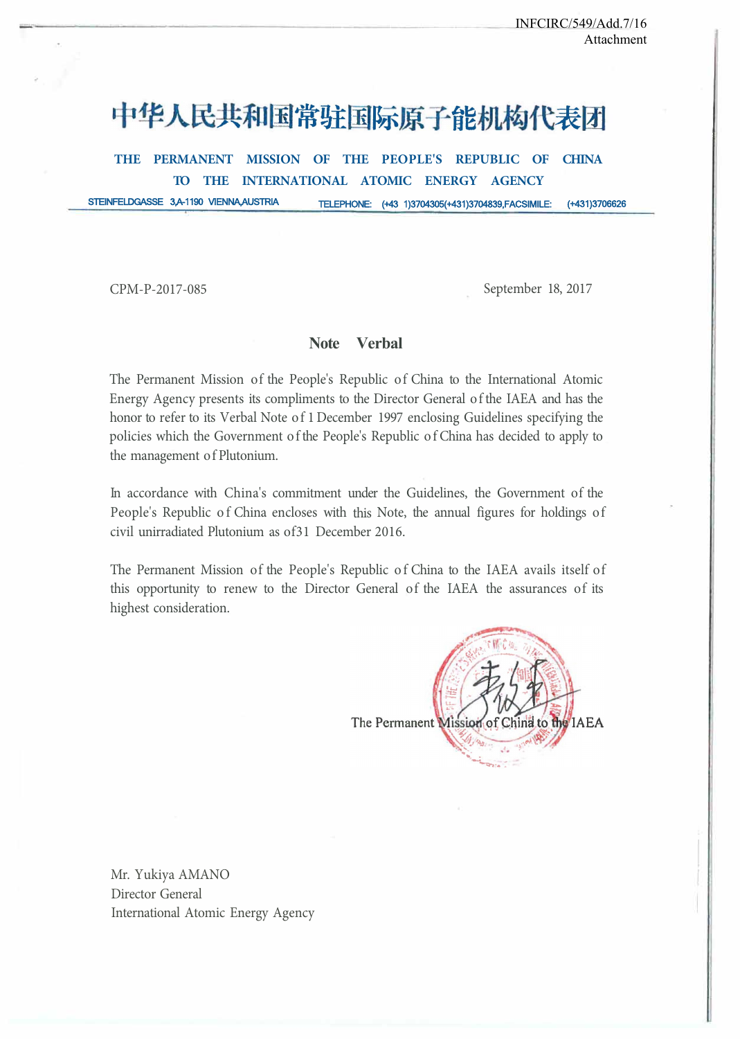INFCIRC/549/Add.7/16
Attachment

# 中华人民共和国常驻国际原子能机构代表团

**THE PERMANENT MISSION OF THE PEOPLE'S REPUBLIC OF CHINA TO THE INTERNATIONAL ATOMIC ENERGY AGENCY**

STEINFELDGASSE 3,A-1190 VIENNA,AUSTRIA TELEPHONE: (+43 1)3704305(+431)3704839,FACSIMILE: (+431)3706626

CPM-P-2017-085

September 18, 2017

## Note Verbal

The Permanent Mission of the People's Republic of China to the International Atomic Energy Agency presents its compliments to the Director General of the IAEA and has the honor to refer to its Verbal Note of 1 December 1997 enclosing Guidelines specifying the policies which the Government of the People's Republic of China has decided to apply to the management of Plutonium.

In accordance with China's commitment under the Guidelines, the Government of the People's Republic of China encloses with this Note, the annual figures for holdings of civil unirradiated Plutonium as of31 December 2016.

The Permanent Mission of the People's Republic of China to the IAEA avails itself of this opportunity to renew to the Director General of the IAEA the assurances of its highest consideration.

The Permanent Mission of China to the IAEA

Mr. Yukiya AMANO
Director General
International Atomic Energy Agency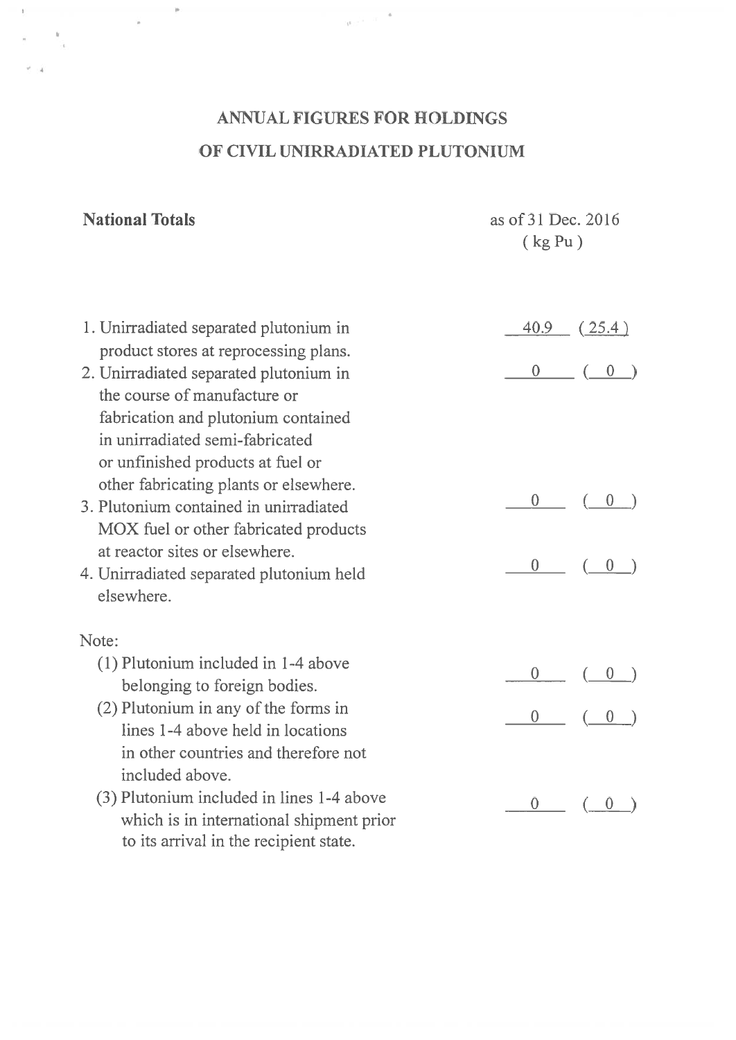# ANNUAL FIGURES FOR HOLDINGS
# OF CIVIL UNIRRADIATED PLUTONIUM

| **National Totals** | as of 31 Dec. 2016 ( kg Pu ) |
|---|---|
| 1. Unirradiated separated plutonium in product stores at reprocessing plans. | 40.9 ( 25.4 ) |
| 2. Unirradiated separated plutonium in the course of manufacture or fabrication and plutonium contained in unirradiated semi-fabricated or unfinished products at fuel or other fabricating plants or elsewhere. | 0 ( 0 ) |
| 3. Plutonium contained in unirradiated MOX fuel or other fabricated products at reactor sites or elsewhere. | 0 ( 0 ) |
| 4. Unirradiated separated plutonium held elsewhere. | 0 ( 0 ) |

Note:

| | |
|---|---|
| (1) Plutonium included in 1-4 above belonging to foreign bodies. | 0 ( 0 ) |
| (2) Plutonium in any of the forms in lines 1-4 above held in locations in other countries and therefore not included above. | 0 ( 0 ) |
| (3) Plutonium included in lines 1-4 above which is in international shipment prior to its arrival in the recipient state. | 0 ( 0 ) |